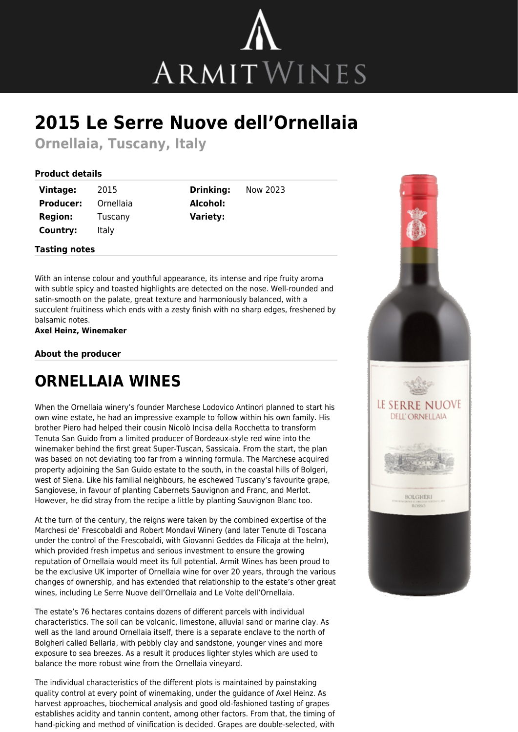# 2015 Le Serre Nuove dell'Ornellaia

## Ornellaia, Tuscany, Italy

### Product details

| | | | |
|---|---|---|---|
| **Vintage:** | 2015 | **Drinking:** | Now 2023 |
| **Producer:** | Ornellaia | **Alcohol:** | |
| **Region:** | Tuscany | **Variety:** | |
| **Country:** | Italy | | |

### Tasting notes

With an intense colour and youthful appearance, its intense and ripe fruity aroma with subtle spicy and toasted highlights are detected on the nose. Well-rounded and satin-smooth on the palate, great texture and harmoniously balanced, with a succulent fruitiness which ends with a zesty finish with no sharp edges, freshened by balsamic notes.
**Axel Heinz, Winemaker**

### About the producer

# ORNELLAIA WINES

When the Ornellaia winery's founder Marchese Lodovico Antinori planned to start his own wine estate, he had an impressive example to follow within his own family. His brother Piero had helped their cousin Nicolò Incisa della Rocchetta to transform Tenuta San Guido from a limited producer of Bordeaux-style red wine into the winemaker behind the first great Super-Tuscan, Sassicaia. From the start, the plan was based on not deviating too far from a winning formula. The Marchese acquired property adjoining the San Guido estate to the south, in the coastal hills of Bolgeri, west of Siena. Like his familial neighbours, he eschewed Tuscany's favourite grape, Sangiovese, in favour of planting Cabernets Sauvignon and Franc, and Merlot. However, he did stray from the recipe a little by planting Sauvignon Blanc too.

At the turn of the century, the reigns were taken by the combined expertise of the Marchesi de' Frescobaldi and Robert Mondavi Winery (and later Tenute di Toscana under the control of the Frescobaldi, with Giovanni Geddes da Filicaja at the helm), which provided fresh impetus and serious investment to ensure the growing reputation of Ornellaia would meet its full potential. Armit Wines has been proud to be the exclusive UK importer of Ornellaia wine for over 20 years, through the various changes of ownership, and has extended that relationship to the estate's other great wines, including Le Serre Nuove dell'Ornellaia and Le Volte dell'Ornellaia.

The estate's 76 hectares contains dozens of different parcels with individual characteristics. The soil can be volcanic, limestone, alluvial sand or marine clay. As well as the land around Ornellaia itself, there is a separate enclave to the north of Bolgheri called Bellaria, with pebbly clay and sandstone, younger vines and more exposure to sea breezes. As a result it produces lighter styles which are used to balance the more robust wine from the Ornellaia vineyard.

The individual characteristics of the different plots is maintained by painstaking quality control at every point of winemaking, under the guidance of Axel Heinz. As harvest approaches, biochemical analysis and good old-fashioned tasting of grapes establishes acidity and tannin content, among other factors. From that, the timing of hand-picking and method of vinification is decided. Grapes are double-selected, with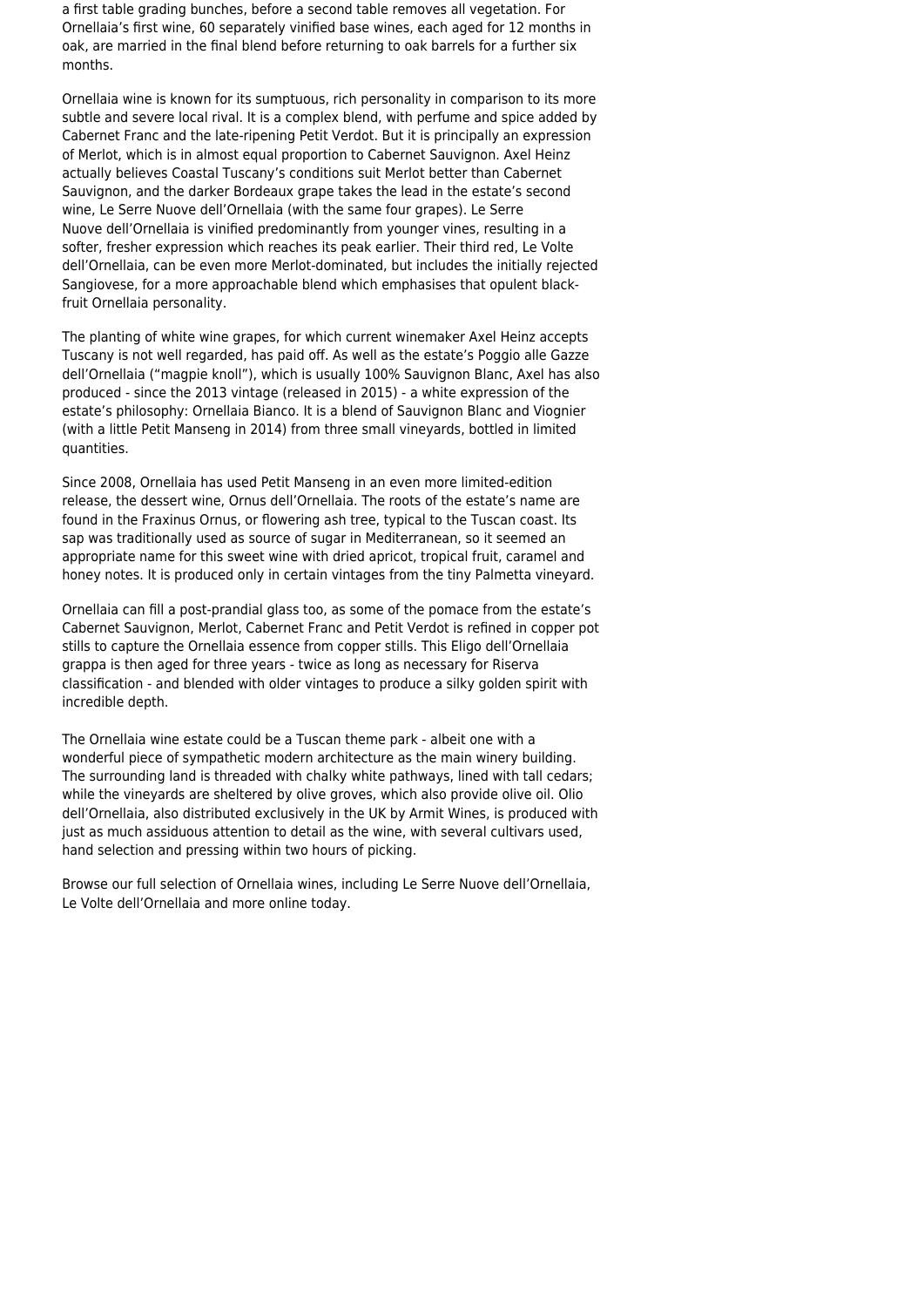a first table grading bunches, before a second table removes all vegetation. For Ornellaia's first wine, 60 separately vinified base wines, each aged for 12 months in oak, are married in the final blend before returning to oak barrels for a further six months.

Ornellaia wine is known for its sumptuous, rich personality in comparison to its more subtle and severe local rival. It is a complex blend, with perfume and spice added by Cabernet Franc and the late-ripening Petit Verdot. But it is principally an expression of Merlot, which is in almost equal proportion to Cabernet Sauvignon. Axel Heinz actually believes Coastal Tuscany's conditions suit Merlot better than Cabernet Sauvignon, and the darker Bordeaux grape takes the lead in the estate's second wine, Le Serre Nuove dell'Ornellaia (with the same four grapes). Le Serre Nuove dell'Ornellaia is vinified predominantly from younger vines, resulting in a softer, fresher expression which reaches its peak earlier. Their third red, Le Volte dell'Ornellaia, can be even more Merlot-dominated, but includes the initially rejected Sangiovese, for a more approachable blend which emphasises that opulent black-fruit Ornellaia personality.

The planting of white wine grapes, for which current winemaker Axel Heinz accepts Tuscany is not well regarded, has paid off. As well as the estate's Poggio alle Gazze dell'Ornellaia ("magpie knoll"), which is usually 100% Sauvignon Blanc, Axel has also produced - since the 2013 vintage (released in 2015) - a white expression of the estate's philosophy: Ornellaia Bianco. It is a blend of Sauvignon Blanc and Viognier (with a little Petit Manseng in 2014) from three small vineyards, bottled in limited quantities.

Since 2008, Ornellaia has used Petit Manseng in an even more limited-edition release, the dessert wine, Ornus dell'Ornellaia. The roots of the estate's name are found in the Fraxinus Ornus, or flowering ash tree, typical to the Tuscan coast. Its sap was traditionally used as source of sugar in Mediterranean, so it seemed an appropriate name for this sweet wine with dried apricot, tropical fruit, caramel and honey notes. It is produced only in certain vintages from the tiny Palmetta vineyard.

Ornellaia can fill a post-prandial glass too, as some of the pomace from the estate's Cabernet Sauvignon, Merlot, Cabernet Franc and Petit Verdot is refined in copper pot stills to capture the Ornellaia essence from copper stills. This Eligo dell'Ornellaia grappa is then aged for three years - twice as long as necessary for Riserva classification - and blended with older vintages to produce a silky golden spirit with incredible depth.

The Ornellaia wine estate could be a Tuscan theme park - albeit one with a wonderful piece of sympathetic modern architecture as the main winery building. The surrounding land is threaded with chalky white pathways, lined with tall cedars; while the vineyards are sheltered by olive groves, which also provide olive oil. Olio dell'Ornellaia, also distributed exclusively in the UK by Armit Wines, is produced with just as much assiduous attention to detail as the wine, with several cultivars used, hand selection and pressing within two hours of picking.

Browse our full selection of Ornellaia wines, including Le Serre Nuove dell'Ornellaia, Le Volte dell'Ornellaia and more online today.